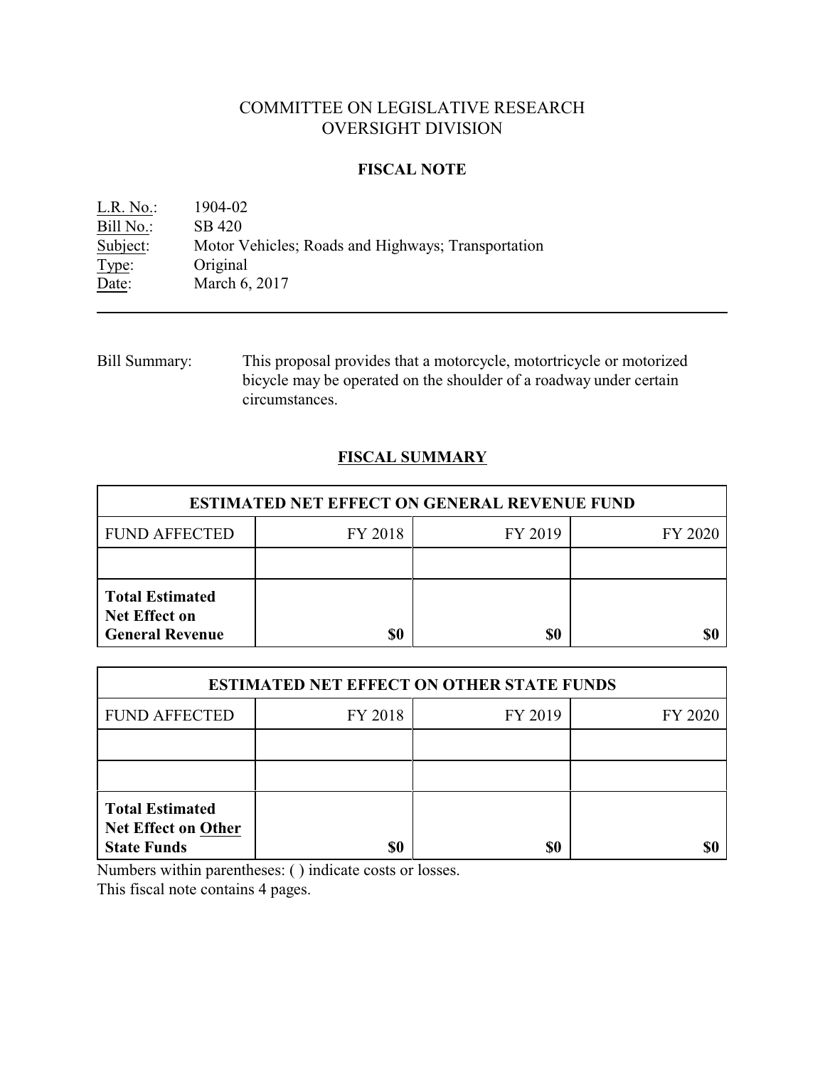# COMMITTEE ON LEGISLATIVE RESEARCH
# OVERSIGHT DIVISION

## FISCAL NOTE

L.R. No.: 1904-02
Bill No.: SB 420
Subject: Motor Vehicles; Roads and Highways; Transportation
Type: Original
Date: March 6, 2017

---

Bill Summary: This proposal provides that a motorcycle, motortricycle or motorized bicycle may be operated on the shoulder of a roadway under certain circumstances.

## FISCAL SUMMARY

| ESTIMATED NET EFFECT ON GENERAL REVENUE FUND | | | |
|---|---|---|---|
| FUND AFFECTED | FY 2018 | FY 2019 | FY 2020 |
| | | | |
| **Total Estimated Net Effect on General Revenue** | **$0** | **$0** | **$0** |

| ESTIMATED NET EFFECT ON OTHER STATE FUNDS | | | |
|---|---|---|---|
| FUND AFFECTED | FY 2018 | FY 2019 | FY 2020 |
| | | | |
| | | | |
| **Total Estimated Net Effect on Other State Funds** | **$0** | **$0** | **$0** |

Numbers within parentheses: ( ) indicate costs or losses.
This fiscal note contains 4 pages.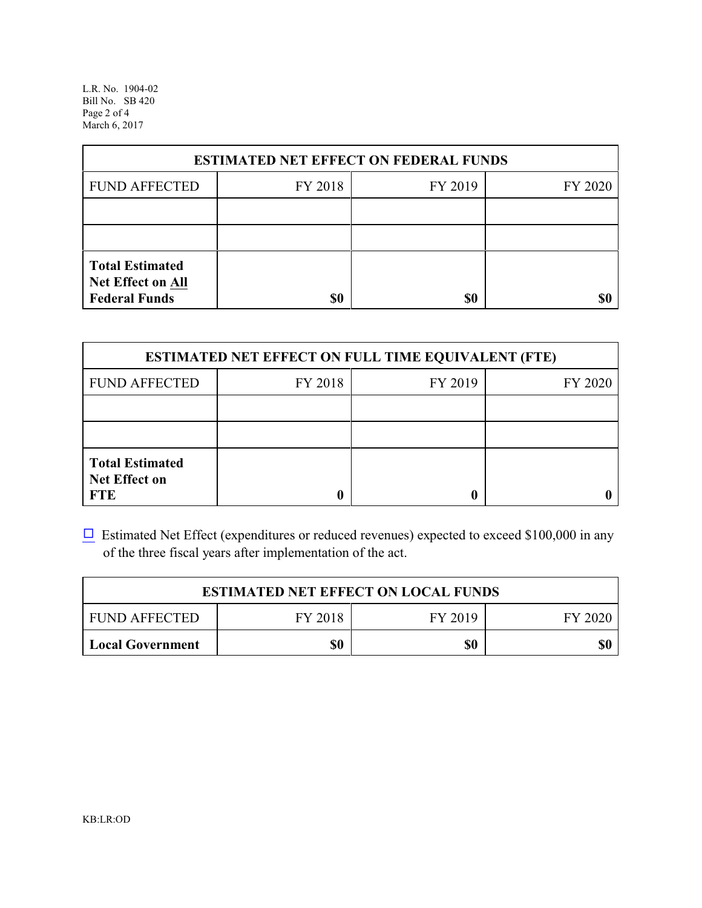| ESTIMATED NET EFFECT ON FEDERAL FUNDS | | | |
|---|---|---|---|
| FUND AFFECTED | FY 2018 | FY 2019 | FY 2020 |
| | | | |
| | | | |
| **Total Estimated Net Effect on All Federal Funds** | **$0** | **$0** | **$0** |

| ESTIMATED NET EFFECT ON FULL TIME EQUIVALENT (FTE) | | | |
|---|---|---|---|
| FUND AFFECTED | FY 2018 | FY 2019 | FY 2020 |
| | | | |
| | | | |
| **Total Estimated Net Effect on FTE** | **0** | **0** | **0** |

☐ Estimated Net Effect (expenditures or reduced revenues) expected to exceed $100,000 in any of the three fiscal years after implementation of the act.

| ESTIMATED NET EFFECT ON LOCAL FUNDS | | | |
|---|---|---|---|
| FUND AFFECTED | FY 2018 | FY 2019 | FY 2020 |
| **Local Government** | **$0** | **$0** | **$0** |

KB:LR:OD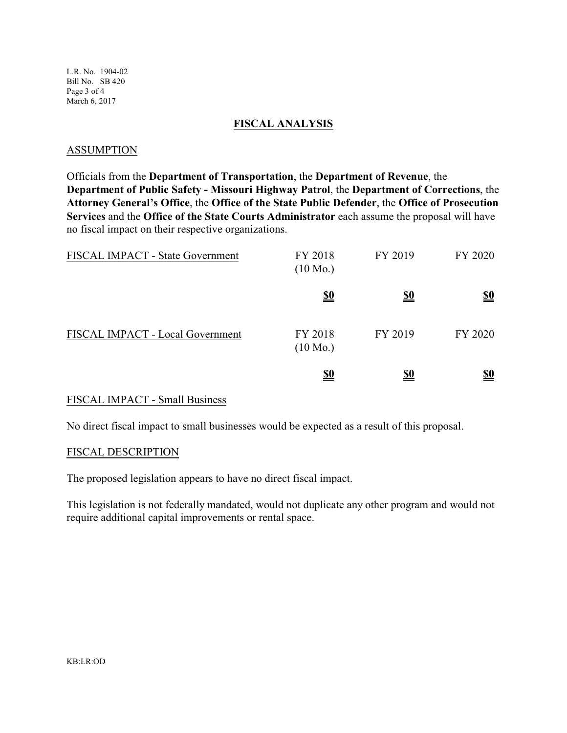## FISCAL ANALYSIS

### ASSUMPTION

Officials from the **Department of Transportation**, the **Department of Revenue**, the **Department of Public Safety - Missouri Highway Patrol**, the **Department of Corrections**, the **Attorney General's Office**, the **Office of the State Public Defender**, the **Office of Prosecution Services** and the **Office of the State Courts Administrator** each assume the proposal will have no fiscal impact on their respective organizations.

| FISCAL IMPACT - State Government | FY 2018 (10 Mo.) | FY 2019 | FY 2020 |
|---|---|---|---|
| | **$0** | **$0** | **$0** |

| FISCAL IMPACT - Local Government | FY 2018 (10 Mo.) | FY 2019 | FY 2020 |
|---|---|---|---|
| | **$0** | **$0** | **$0** |

### FISCAL IMPACT - Small Business

No direct fiscal impact to small businesses would be expected as a result of this proposal.

### FISCAL DESCRIPTION

The proposed legislation appears to have no direct fiscal impact.

This legislation is not federally mandated, would not duplicate any other program and would not require additional capital improvements or rental space.

KB:LR:OD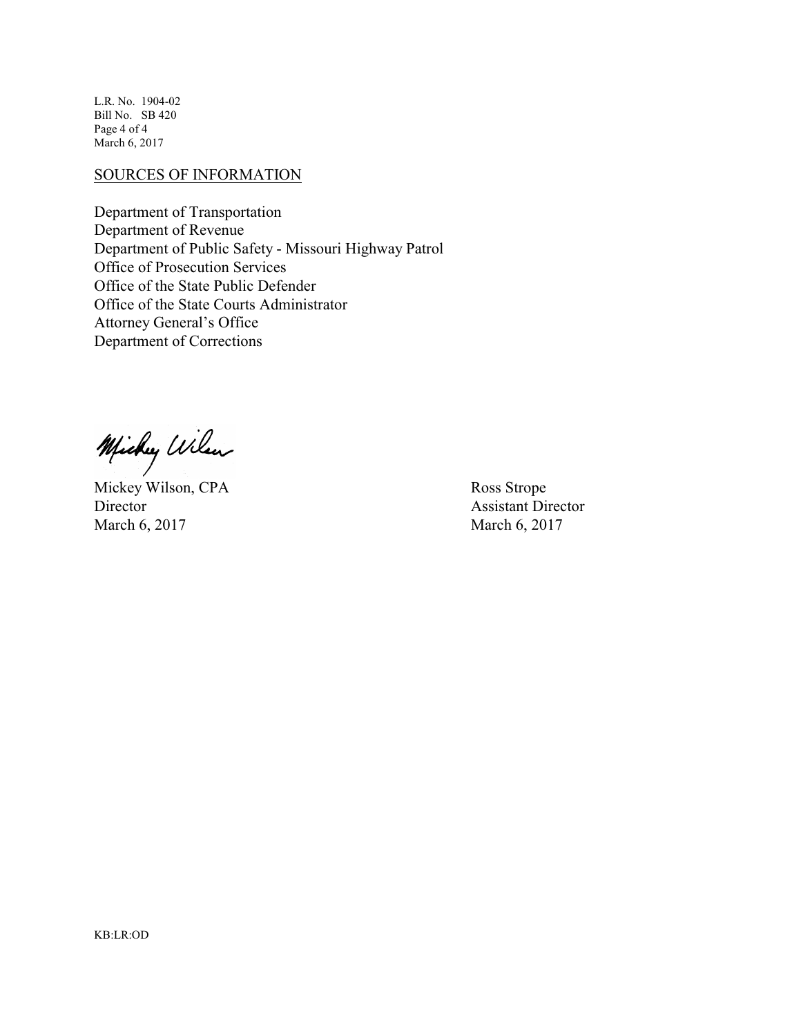## SOURCES OF INFORMATION

Department of Transportation
Department of Revenue
Department of Public Safety - Missouri Highway Patrol
Office of Prosecution Services
Office of the State Public Defender
Office of the State Courts Administrator
Attorney General's Office
Department of Corrections

| | |
|---|---|
| Mickey Wilson, CPA | Ross Strope |
| Director | Assistant Director |
| March 6, 2017 | March 6, 2017 |

KB:LR:OD